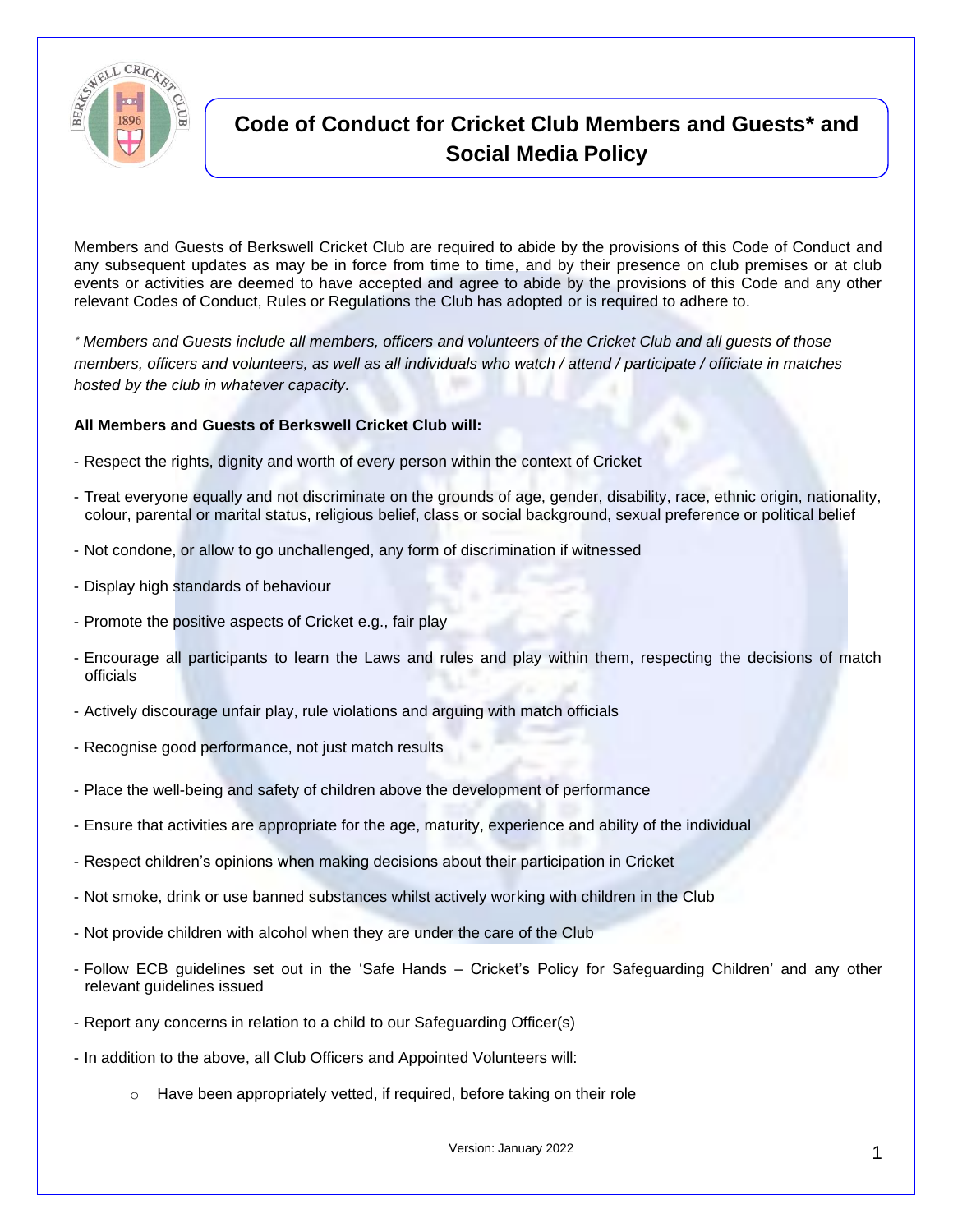# Code of Conduct for Cricket Club Members and Guests* and Social Media Policy

Members and Guests of Berkswell Cricket Club are required to abide by the provisions of this Code of Conduct and any subsequent updates as may be in force from time to time, and by their presence on club premises or at club events or activities are deemed to have accepted and agree to abide by the provisions of this Code and any other relevant Codes of Conduct, Rules or Regulations the Club has adopted or is required to adhere to.

*\* Members and Guests include all members, officers and volunteers of the Cricket Club and all guests of those members, officers and volunteers, as well as all individuals who watch / attend / participate / officiate in matches hosted by the club in whatever capacity.*

**All Members and Guests of Berkswell Cricket Club will:**

- Respect the rights, dignity and worth of every person within the context of Cricket
- Treat everyone equally and not discriminate on the grounds of age, gender, disability, race, ethnic origin, nationality, colour, parental or marital status, religious belief, class or social background, sexual preference or political belief
- Not condone, or allow to go unchallenged, any form of discrimination if witnessed
- Display high standards of behaviour
- Promote the positive aspects of Cricket e.g., fair play
- Encourage all participants to learn the Laws and rules and play within them, respecting the decisions of match officials
- Actively discourage unfair play, rule violations and arguing with match officials
- Recognise good performance, not just match results
- Place the well-being and safety of children above the development of performance
- Ensure that activities are appropriate for the age, maturity, experience and ability of the individual
- Respect children's opinions when making decisions about their participation in Cricket
- Not smoke, drink or use banned substances whilst actively working with children in the Club
- Not provide children with alcohol when they are under the care of the Club
- Follow ECB guidelines set out in the 'Safe Hands – Cricket's Policy for Safeguarding Children' and any other relevant guidelines issued
- Report any concerns in relation to a child to our Safeguarding Officer(s)
- In addition to the above, all Club Officers and Appointed Volunteers will:
  - Have been appropriately vetted, if required, before taking on their role

Version: January 2022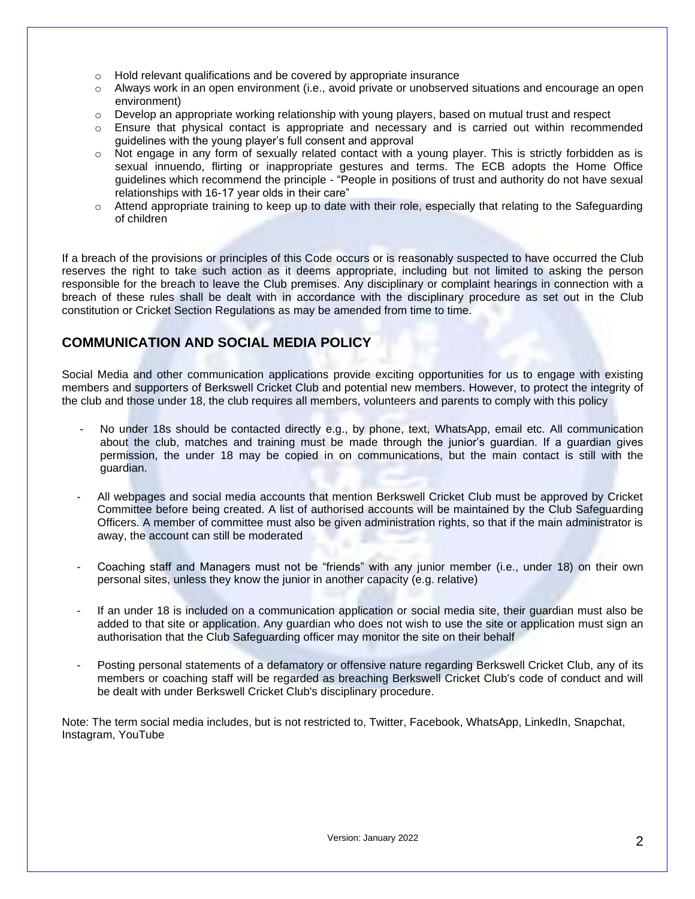- Hold relevant qualifications and be covered by appropriate insurance
- Always work in an open environment (i.e., avoid private or unobserved situations and encourage an open environment)
- Develop an appropriate working relationship with young players, based on mutual trust and respect
- Ensure that physical contact is appropriate and necessary and is carried out within recommended guidelines with the young player's full consent and approval
- Not engage in any form of sexually related contact with a young player. This is strictly forbidden as is sexual innuendo, flirting or inappropriate gestures and terms. The ECB adopts the Home Office guidelines which recommend the principle - "People in positions of trust and authority do not have sexual relationships with 16-17 year olds in their care"
- Attend appropriate training to keep up to date with their role, especially that relating to the Safeguarding of children

If a breach of the provisions or principles of this Code occurs or is reasonably suspected to have occurred the Club reserves the right to take such action as it deems appropriate, including but not limited to asking the person responsible for the breach to leave the Club premises. Any disciplinary or complaint hearings in connection with a breach of these rules shall be dealt with in accordance with the disciplinary procedure as set out in the Club constitution or Cricket Section Regulations as may be amended from time to time.

## COMMUNICATION AND SOCIAL MEDIA POLICY

Social Media and other communication applications provide exciting opportunities for us to engage with existing members and supporters of Berkswell Cricket Club and potential new members. However, to protect the integrity of the club and those under 18, the club requires all members, volunteers and parents to comply with this policy

- No under 18s should be contacted directly e.g., by phone, text, WhatsApp, email etc. All communication about the club, matches and training must be made through the junior's guardian. If a guardian gives permission, the under 18 may be copied in on communications, but the main contact is still with the guardian.

- All webpages and social media accounts that mention Berkswell Cricket Club must be approved by Cricket Committee before being created. A list of authorised accounts will be maintained by the Club Safeguarding Officers. A member of committee must also be given administration rights, so that if the main administrator is away, the account can still be moderated

- Coaching staff and Managers must not be "friends" with any junior member (i.e., under 18) on their own personal sites, unless they know the junior in another capacity (e.g. relative)

- If an under 18 is included on a communication application or social media site, their guardian must also be added to that site or application. Any guardian who does not wish to use the site or application must sign an authorisation that the Club Safeguarding officer may monitor the site on their behalf

- Posting personal statements of a defamatory or offensive nature regarding Berkswell Cricket Club, any of its members or coaching staff will be regarded as breaching Berkswell Cricket Club's code of conduct and will be dealt with under Berkswell Cricket Club's disciplinary procedure.

Note: The term social media includes, but is not restricted to, Twitter, Facebook, WhatsApp, LinkedIn, Snapchat, Instagram, YouTube

Version: January 2022